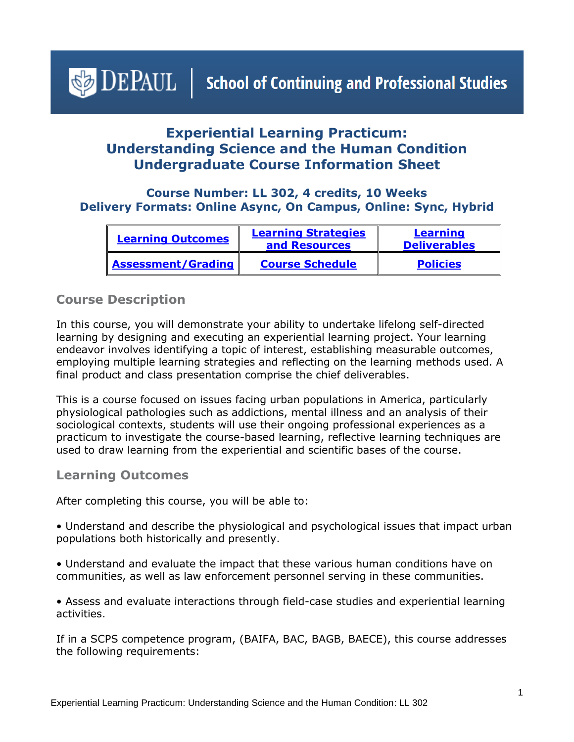DePAUL | School of Continuing and Professional Studies

# Experiential Learning Practicum: Understanding Science and the Human Condition Undergraduate Course Information Sheet

### Course Number: LL 302, 4 credits, 10 Weeks
### Delivery Formats: Online Async, On Campus, Online: Sync, Hybrid

| Learning Outcomes | Learning Strategies and Resources | Learning Deliverables |
|---|---|---|
| Assessment/Grading | Course Schedule | Policies |

## Course Description

In this course, you will demonstrate your ability to undertake lifelong self-directed learning by designing and executing an experiential learning project. Your learning endeavor involves identifying a topic of interest, establishing measurable outcomes, employing multiple learning strategies and reflecting on the learning methods used. A final product and class presentation comprise the chief deliverables.

This is a course focused on issues facing urban populations in America, particularly physiological pathologies such as addictions, mental illness and an analysis of their sociological contexts, students will use their ongoing professional experiences as a practicum to investigate the course-based learning, reflective learning techniques are used to draw learning from the experiential and scientific bases of the course.

## Learning Outcomes

After completing this course, you will be able to:

• Understand and describe the physiological and psychological issues that impact urban populations both historically and presently.

• Understand and evaluate the impact that these various human conditions have on communities, as well as law enforcement personnel serving in these communities.

• Assess and evaluate interactions through field-case studies and experiential learning activities.

If in a SCPS competence program, (BAIFA, BAC, BAGB, BAECE), this course addresses the following requirements: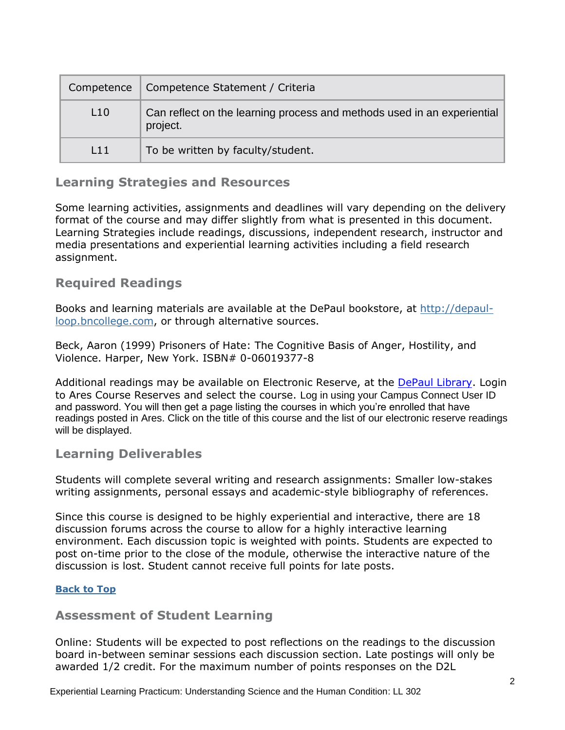| Competence | Competence Statement / Criteria |
| --- | --- |
| L10 | Can reflect on the learning process and methods used in an experiential project. |
| L11 | To be written by faculty/student. |

## Learning Strategies and Resources

Some learning activities, assignments and deadlines will vary depending on the delivery format of the course and may differ slightly from what is presented in this document. Learning Strategies include readings, discussions, independent research, instructor and media presentations and experiential learning activities including a field research assignment.

## Required Readings

Books and learning materials are available at the DePaul bookstore, at [http://depaul-loop.bncollege.com](http://depaul-loop.bncollege.com), or through alternative sources.

Beck, Aaron (1999) Prisoners of Hate: The Cognitive Basis of Anger, Hostility, and Violence. Harper, New York. ISBN# 0-06019377-8

Additional readings may be available on Electronic Reserve, at the DePaul Library. Login to Ares Course Reserves and select the course. Log in using your Campus Connect User ID and password. You will then get a page listing the courses in which you're enrolled that have readings posted in Ares. Click on the title of this course and the list of our electronic reserve readings will be displayed.

## Learning Deliverables

Students will complete several writing and research assignments: Smaller low-stakes writing assignments, personal essays and academic-style bibliography of references.

Since this course is designed to be highly experiential and interactive, there are 18 discussion forums across the course to allow for a highly interactive learning environment. Each discussion topic is weighted with points. Students are expected to post on-time prior to the close of the module, otherwise the interactive nature of the discussion is lost. Student cannot receive full points for late posts.

**Back to Top**

## Assessment of Student Learning

Online: Students will be expected to post reflections on the readings to the discussion board in-between seminar sessions each discussion section. Late postings will only be awarded 1/2 credit. For the maximum number of points responses on the D2L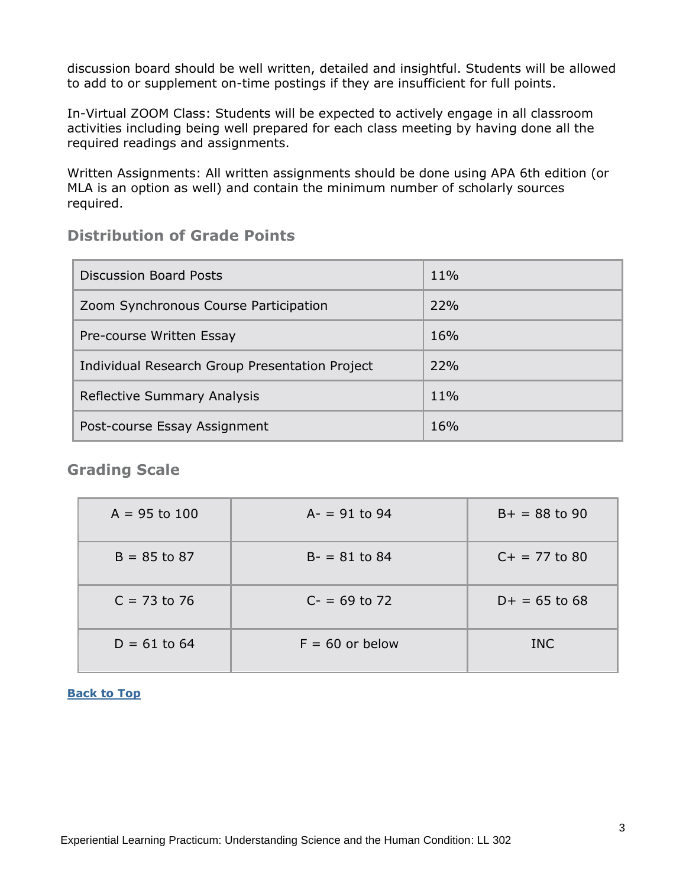discussion board should be well written, detailed and insightful. Students will be allowed to add to or supplement on-time postings if they are insufficient for full points.

In-Virtual ZOOM Class: Students will be expected to actively engage in all classroom activities including being well prepared for each class meeting by having done all the required readings and assignments.

Written Assignments: All written assignments should be done using APA 6th edition (or MLA is an option as well) and contain the minimum number of scholarly sources required.

## Distribution of Grade Points

| Component | Weight |
|---|---|
| Discussion Board Posts | 11% |
| Zoom Synchronous Course Participation | 22% |
| Pre-course Written Essay | 16% |
| Individual Research Group Presentation Project | 22% |
| Reflective Summary Analysis | 11% |
| Post-course Essay Assignment | 16% |

## Grading Scale

| | | |
|---|---|---|
| A = 95 to 100 | A- = 91 to 94 | B+ = 88 to 90 |
| B = 85 to 87 | B- = 81 to 84 | C+ = 77 to 80 |
| C = 73 to 76 | C- = 69 to 72 | D+ = 65 to 68 |
| D = 61 to 64 | F = 60 or below | INC |

**Back to Top**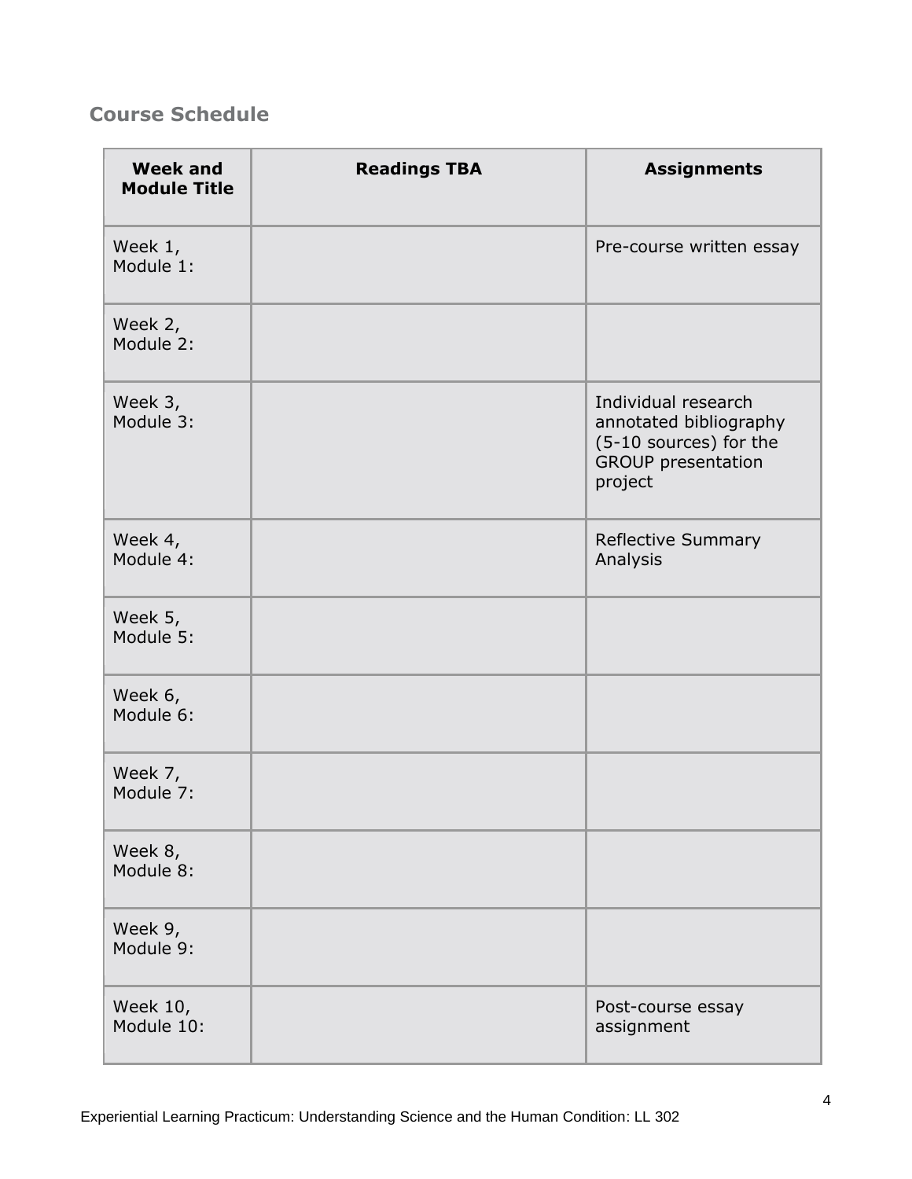## Course Schedule

| Week and Module Title | Readings TBA | Assignments |
|---|---|---|
| Week 1, Module 1: | | Pre-course written essay |
| Week 2, Module 2: | | |
| Week 3, Module 3: | | Individual research annotated bibliography (5-10 sources) for the GROUP presentation project |
| Week 4, Module 4: | | Reflective Summary Analysis |
| Week 5, Module 5: | | |
| Week 6, Module 6: | | |
| Week 7, Module 7: | | |
| Week 8, Module 8: | | |
| Week 9, Module 9: | | |
| Week 10, Module 10: | | Post-course essay assignment |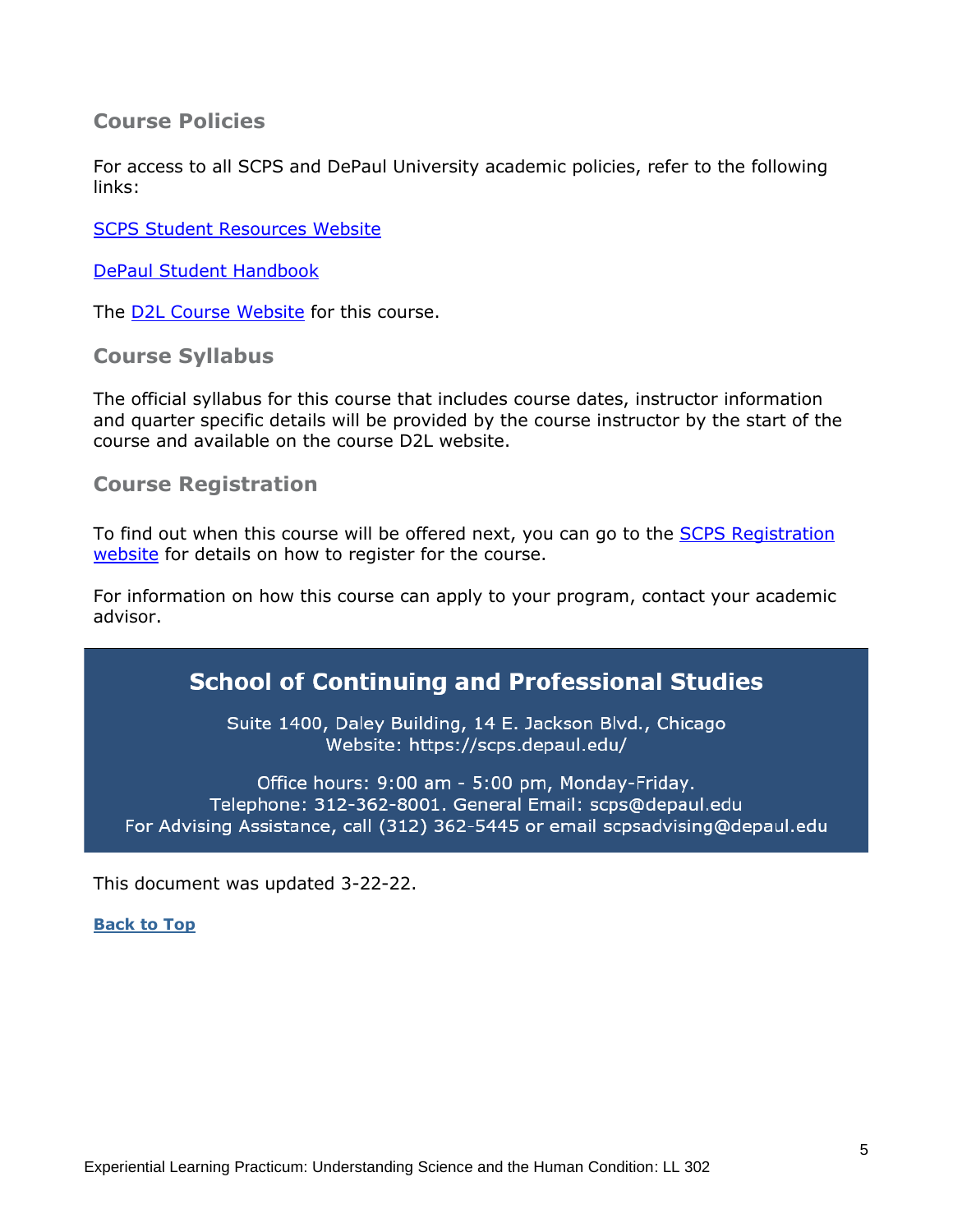## Course Policies

For access to all SCPS and DePaul University academic policies, refer to the following links:

SCPS Student Resources Website

DePaul Student Handbook

The D2L Course Website for this course.

### Course Syllabus

The official syllabus for this course that includes course dates, instructor information and quarter specific details will be provided by the course instructor by the start of the course and available on the course D2L website.

### Course Registration

To find out when this course will be offered next, you can go to the SCPS Registration website for details on how to register for the course.

For information on how this course can apply to your program, contact your academic advisor.

## School of Continuing and Professional Studies

Suite 1400, Daley Building, 14 E. Jackson Blvd., Chicago
Website: https://scps.depaul.edu/

Office hours: 9:00 am - 5:00 pm, Monday-Friday.
Telephone: 312-362-8001. General Email: scps@depaul.edu
For Advising Assistance, call (312) 362-5445 or email scpsadvising@depaul.edu

This document was updated 3-22-22.

**Back to Top**